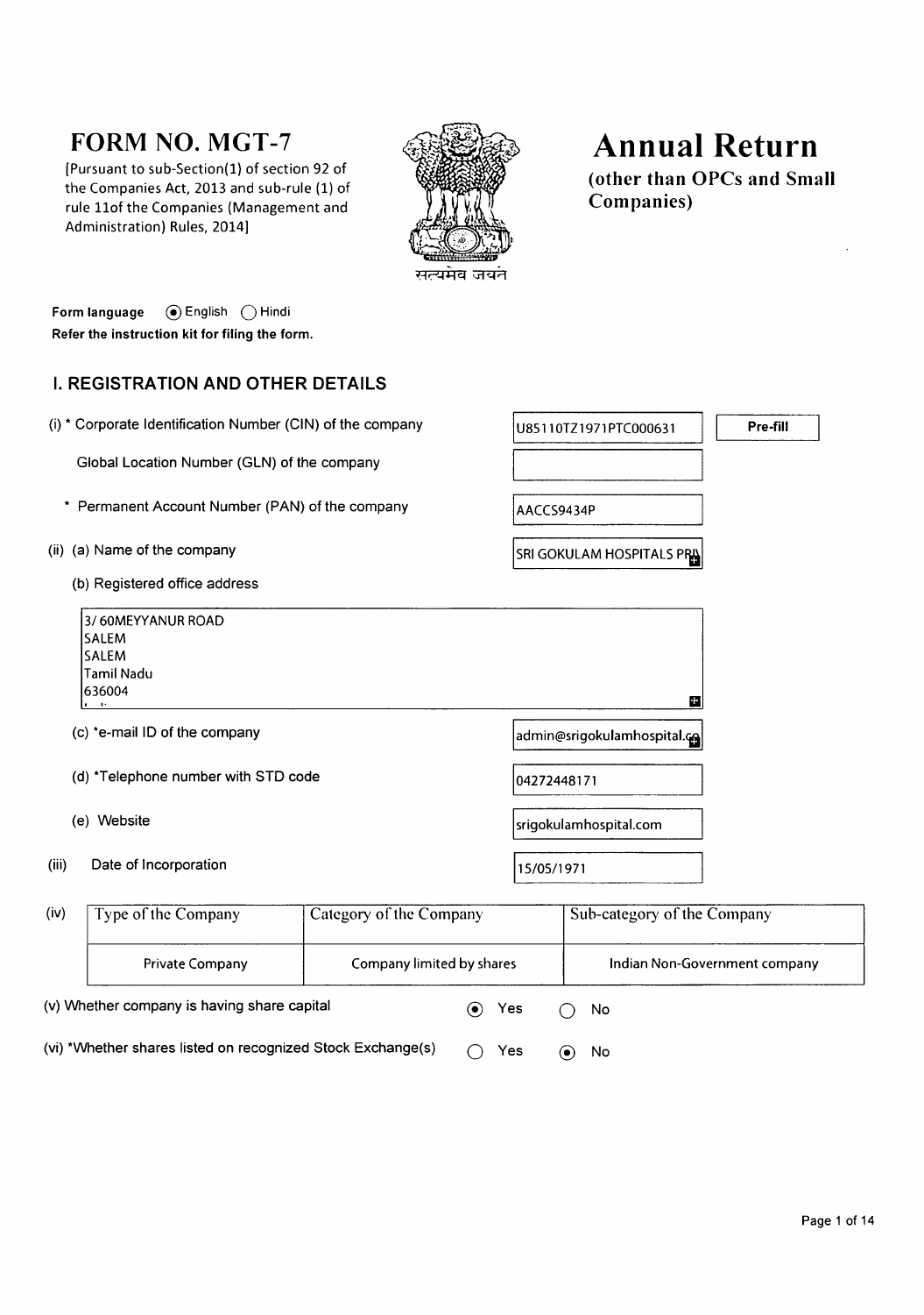# FORM NO. MGT-7

[Pursuant to sub-Section(1) of section 92 of the Companies Act, 2013 and sub-rule (1) of rule 11of the Companies (Management and Administration) Rules, 2014]

# Annual Return

**(other than OPCs and Small Companies)**

**Form language** (●) English ( ) Hindi

**Refer the instruction kit for filing the form.**

## I. REGISTRATION AND OTHER DETAILS

(i) * Corporate Identification Number (CIN) of the company: U85110TZ1971PTC000631 **Pre-fill**

Global Location Number (GLN) of the company:

\* Permanent Account Number (PAN) of the company: AACCS9434P

(ii) (a) Name of the company: SRI GOKULAM HOSPITALS PR

(b) Registered office address

3/ 60MEYYANUR ROAD
SALEM
SALEM
Tamil Nadu
636004

(c) *e-mail ID of the company: admin@srigokulamhospital.co

(d) *Telephone number with STD code: 04272448171

(e) Website: srigokulamhospital.com

(iii) Date of Incorporation: 15/05/1971

(iv)

| Type of the Company | Category of the Company | Sub-category of the Company |
|---|---|---|
| Private Company | Company limited by shares | Indian Non-Government company |

(v) Whether company is having share capital (●) Yes ( ) No

(vi) *Whether shares listed on recognized Stock Exchange(s) ( ) Yes (●) No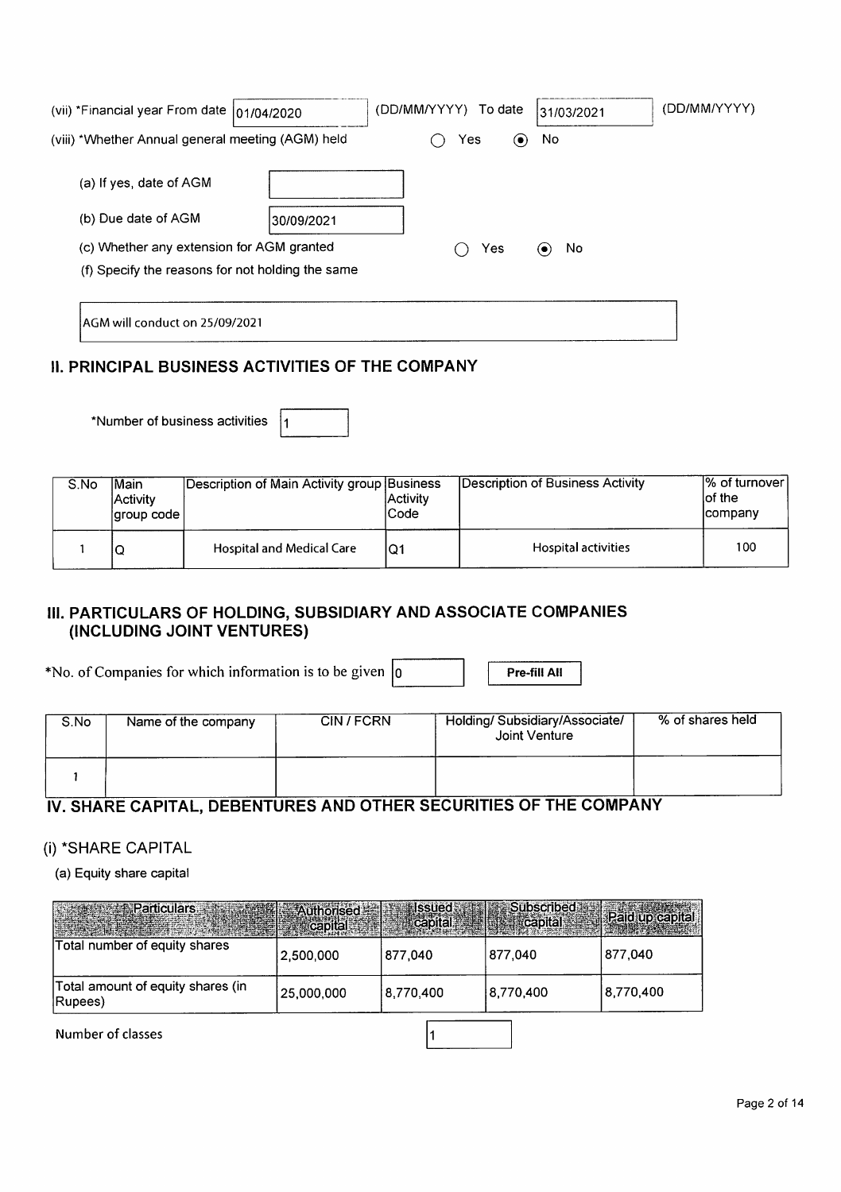(vii) *Financial year From date 01/04/2020 (DD/MM/YYYY) To date 31/03/2021 (DD/MM/YYYY)

(viii) *Whether Annual general meeting (AGM) held ○ Yes ◉ No

(a) If yes, date of AGM

(b) Due date of AGM 30/09/2021

(c) Whether any extension for AGM granted ○ Yes ◉ No

(f) Specify the reasons for not holding the same

AGM will conduct on 25/09/2021

## II. PRINCIPAL BUSINESS ACTIVITIES OF THE COMPANY

*Number of business activities 1

| S.No | Main Activity group code | Description of Main Activity group | Business Activity Code | Description of Business Activity | % of turnover of the company |
|---|---|---|---|---|---|
| 1 | Q | Hospital and Medical Care | Q1 | Hospital activities | 100 |

## III. PARTICULARS OF HOLDING, SUBSIDIARY AND ASSOCIATE COMPANIES (INCLUDING JOINT VENTURES)

*No. of Companies for which information is to be given 0 **Pre-fill All**

| S.No | Name of the company | CIN / FCRN | Holding/ Subsidiary/Associate/ Joint Venture | % of shares held |
|---|---|---|---|---|
| 1 | | | | |

## IV. SHARE CAPITAL, DEBENTURES AND OTHER SECURITIES OF THE COMPANY

### (i) *SHARE CAPITAL

(a) Equity share capital

| Particulars | Authorised capital | Issued capital | Subscribed capital | Paid up capital |
|---|---|---|---|---|
| Total number of equity shares | 2,500,000 | 877,040 | 877,040 | 877,040 |
| Total amount of equity shares (in Rupees) | 25,000,000 | 8,770,400 | 8,770,400 | 8,770,400 |

Number of classes 1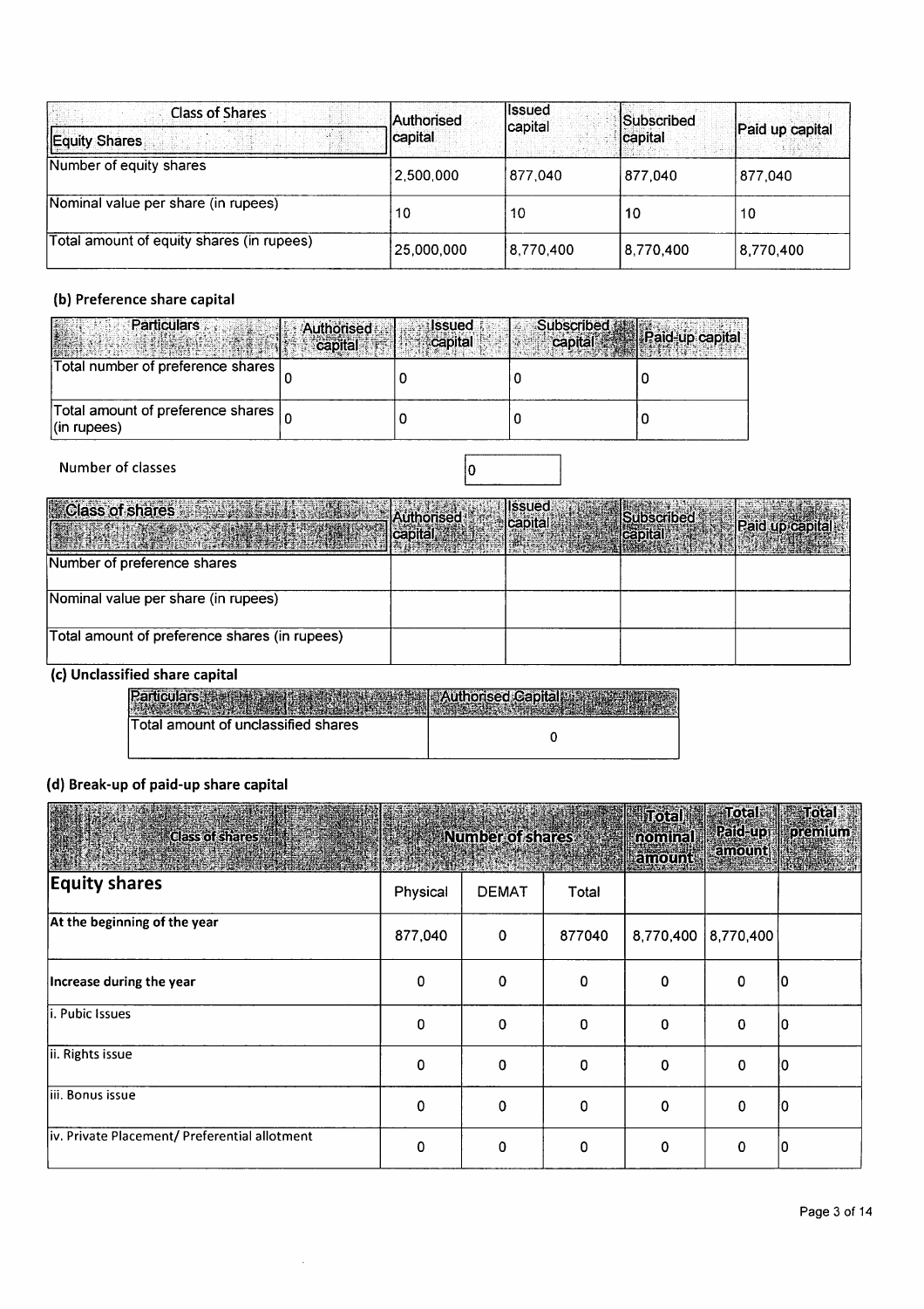| Class of Shares<br>Equity Shares | Authorised capital | Issued capital | Subscribed capital | Paid up capital |
|---|---|---|---|---|
| Number of equity shares | 2,500,000 | 877,040 | 877,040 | 877,040 |
| Nominal value per share (in rupees) | 10 | 10 | 10 | 10 |
| Total amount of equity shares (in rupees) | 25,000,000 | 8,770,400 | 8,770,400 | 8,770,400 |

### (b) Preference share capital

| Particulars | Authorised capital | Issued capital | Subscribed capital | Paid-up capital |
|---|---|---|---|---|
| Total number of preference shares | 0 | 0 | 0 | 0 |
| Total amount of preference shares (in rupees) | 0 | 0 | 0 | 0 |

Number of classes: 0

| Class of shares | Authorised capital | Issued capital | Subscribed capital | Paid up capital |
|---|---|---|---|---|
| Number of preference shares | | | | |
| Nominal value per share (in rupees) | | | | |
| Total amount of preference shares (in rupees) | | | | |

### (c) Unclassified share capital

| Particulars | Authorised Capital |
|---|---|
| Total amount of unclassified shares | 0 |

### (d) Break-up of paid-up share capital

| Class of shares | Number of shares | | | Total nominal amount | Total Paid-up amount | Total premium |
|---|---|---|---|---|---|---|
| **Equity shares** | Physical | DEMAT | Total | | | |
| **At the beginning of the year** | 877,040 | 0 | 877040 | 8,770,400 | 8,770,400 | |
| **Increase during the year** | 0 | 0 | 0 | 0 | 0 | 0 |
| i. Pubic Issues | 0 | 0 | 0 | 0 | 0 | 0 |
| ii. Rights issue | 0 | 0 | 0 | 0 | 0 | 0 |
| iii. Bonus issue | 0 | 0 | 0 | 0 | 0 | 0 |
| iv. Private Placement/ Preferential allotment | 0 | 0 | 0 | 0 | 0 | 0 |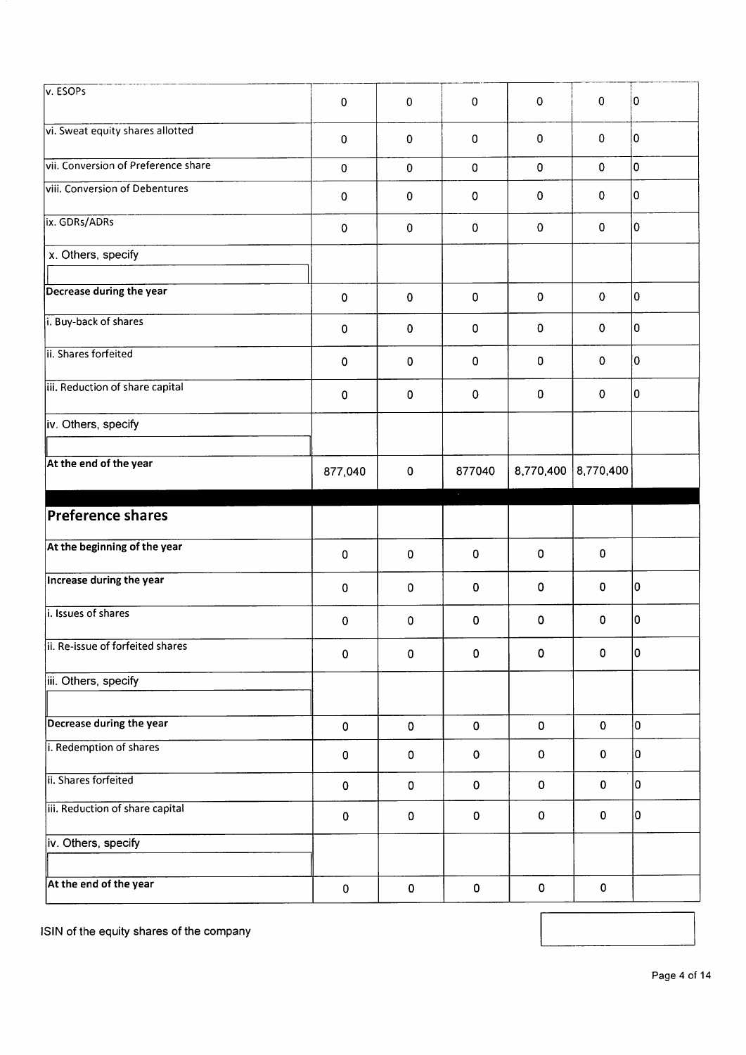| | | | | | | |
|---|---|---|---|---|---|---|
| v. ESOPs | 0 | 0 | 0 | 0 | 0 | 0 |
| vi. Sweat equity shares allotted | 0 | 0 | 0 | 0 | 0 | 0 |
| vii. Conversion of Preference share | 0 | 0 | 0 | 0 | 0 | 0 |
| viii. Conversion of Debentures | 0 | 0 | 0 | 0 | 0 | 0 |
| ix. GDRs/ADRs | 0 | 0 | 0 | 0 | 0 | 0 |
| x. Others, specify | | | | | | |
| **Decrease during the year** | 0 | 0 | 0 | 0 | 0 | 0 |
| i. Buy-back of shares | 0 | 0 | 0 | 0 | 0 | 0 |
| ii. Shares forfeited | 0 | 0 | 0 | 0 | 0 | 0 |
| iii. Reduction of share capital | 0 | 0 | 0 | 0 | 0 | 0 |
| iv. Others, specify | | | | | | |
| **At the end of the year** | 877,040 | 0 | 877040 | 8,770,400 | 8,770,400 | |
| **Preference shares** | | | | | | |
| **At the beginning of the year** | 0 | 0 | 0 | 0 | 0 | |
| **Increase during the year** | 0 | 0 | 0 | 0 | 0 | 0 |
| i. Issues of shares | 0 | 0 | 0 | 0 | 0 | 0 |
| ii. Re-issue of forfeited shares | 0 | 0 | 0 | 0 | 0 | 0 |
| iii. Others, specify | | | | | | |
| **Decrease during the year** | 0 | 0 | 0 | 0 | 0 | 0 |
| i. Redemption of shares | 0 | 0 | 0 | 0 | 0 | 0 |
| ii. Shares forfeited | 0 | 0 | 0 | 0 | 0 | 0 |
| iii. Reduction of share capital | 0 | 0 | 0 | 0 | 0 | 0 |
| iv. Others, specify | | | | | | |
| **At the end of the year** | 0 | 0 | 0 | 0 | 0 | |

ISIN of the equity shares of the company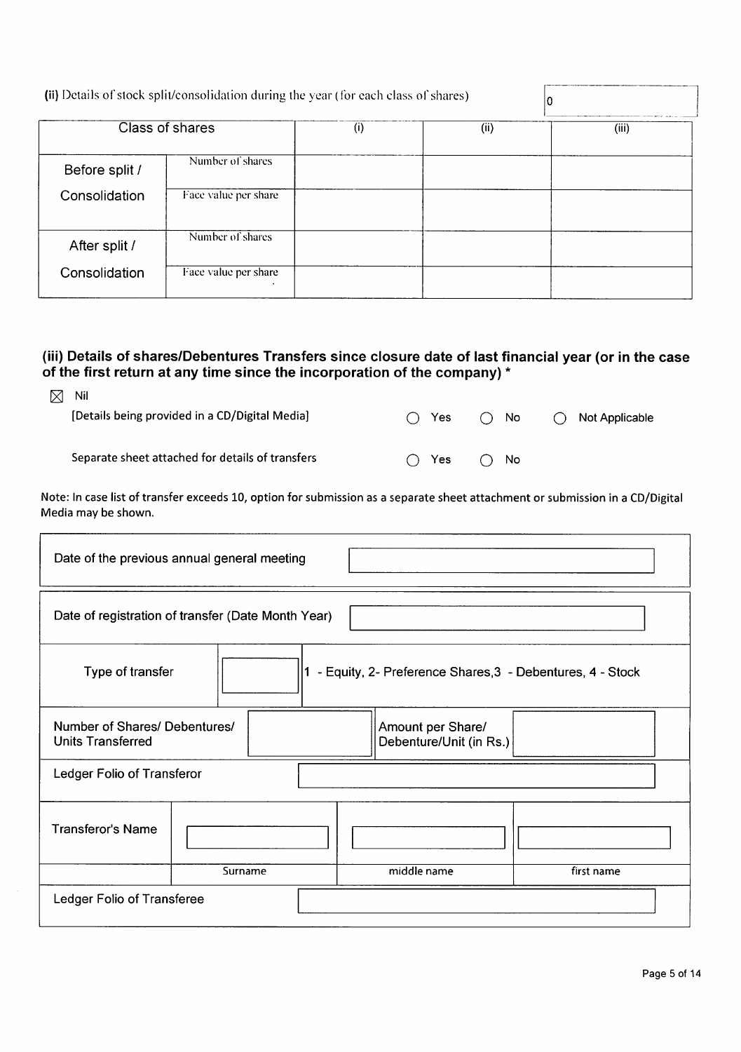**(ii)** Details of stock split/consolidation during the year (for each class of shares) | 0

| Class of shares | | (i) | (ii) | (iii) |
|---|---|---|---|---|
| Before split / Consolidation | Number of shares | | | |
| | Face value per share | | | |
| After split / Consolidation | Number of shares | | | |
| | Face value per share | | | |

### (iii) Details of shares/Debentures Transfers since closure date of last financial year (or in the case of the first return at any time since the incorporation of the company) *

☒ Nil

[Details being provided in a CD/Digital Media] ○ Yes ○ No ○ Not Applicable

Separate sheet attached for details of transfers ○ Yes ○ No

Note: In case list of transfer exceeds 10, option for submission as a separate sheet attachment or submission in a CD/Digital Media may be shown.

| | | | |
|---|---|---|---|
| Date of the previous annual general meeting | | | |
| Date of registration of transfer (Date Month Year) | | | |
| Type of transfer | | 1 - Equity, 2- Preference Shares,3 - Debentures, 4 - Stock | |
| Number of Shares/ Debentures/ Units Transferred | | Amount per Share/ Debenture/Unit (in Rs.) | |
| Ledger Folio of Transferor | | | |
| Transferor's Name | | | |
| | Surname | middle name | first name |
| Ledger Folio of Transferee | | | |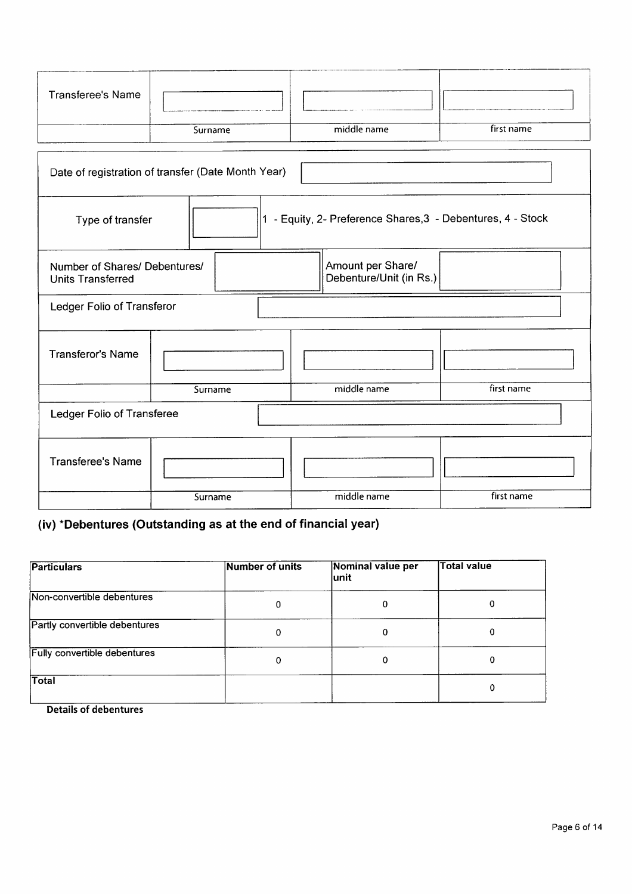| Transferee's Name | | | |
|---|---|---|---|
| | Surname | middle name | first name |

| Date of registration of transfer (Date Month Year) | |
|---|---|

| Type of transfer | | 1 - Equity, 2- Preference Shares,3 - Debentures, 4 - Stock |
|---|---|---|

| Number of Shares/ Debentures/ Units Transferred | | Amount per Share/ Debenture/Unit (in Rs.) | |
|---|---|---|---|

| Ledger Folio of Transferor | |
|---|---|

| Transferor's Name | | | |
|---|---|---|---|
| | Surname | middle name | first name |

| Ledger Folio of Transferee | |
|---|---|

| Transferee's Name | | | |
|---|---|---|---|
| | Surname | middle name | first name |

## (iv) *Debentures (Outstanding as at the end of financial year)

| Particulars | Number of units | Nominal value per unit | Total value |
|---|---|---|---|
| Non-convertible debentures | 0 | 0 | 0 |
| Partly convertible debentures | 0 | 0 | 0 |
| Fully convertible debentures | 0 | 0 | 0 |
| Total | | | 0 |

**Details of debentures**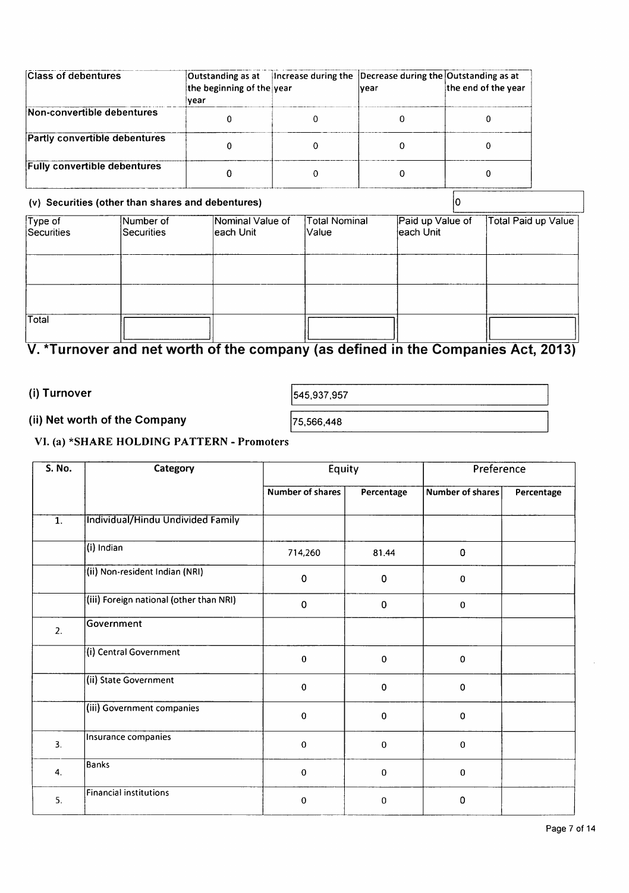| Class of debentures | Outstanding as at the beginning of the year | Increase during the year | Decrease during the year | Outstanding as at the end of the year |
|---|---|---|---|---|
| Non-convertible debentures | 0 | 0 | 0 | 0 |
| Partly convertible debentures | 0 | 0 | 0 | 0 |
| Fully convertible debentures | 0 | 0 | 0 | 0 |

(v) Securities (other than shares and debentures) 0

| Type of Securities | Number of Securities | Nominal Value of each Unit | Total Nominal Value | Paid up Value of each Unit | Total Paid up Value |
|---|---|---|---|---|---|
| | | | | | |
| | | | | | |
| Total | | | | | |

# V. *Turnover and net worth of the company (as defined in the Companies Act, 2013)

**(i) Turnover** 545,937,957

**(ii) Net worth of the Company** 75,566,448

## VI. (a) *SHARE HOLDING PATTERN - Promoters

| S. No. | Category | Equity | | Preference | |
|---|---|---|---|---|---|
| | | Number of shares | Percentage | Number of shares | Percentage |
| 1. | Individual/Hindu Undivided Family | | | | |
| | (i) Indian | 714,260 | 81.44 | 0 | |
| | (ii) Non-resident Indian (NRI) | 0 | 0 | 0 | |
| | (iii) Foreign national (other than NRI) | 0 | 0 | 0 | |
| 2. | Government | | | | |
| | (i) Central Government | 0 | 0 | 0 | |
| | (ii) State Government | 0 | 0 | 0 | |
| | (iii) Government companies | 0 | 0 | 0 | |
| 3. | Insurance companies | 0 | 0 | 0 | |
| 4. | Banks | 0 | 0 | 0 | |
| 5. | Financial institutions | 0 | 0 | 0 | |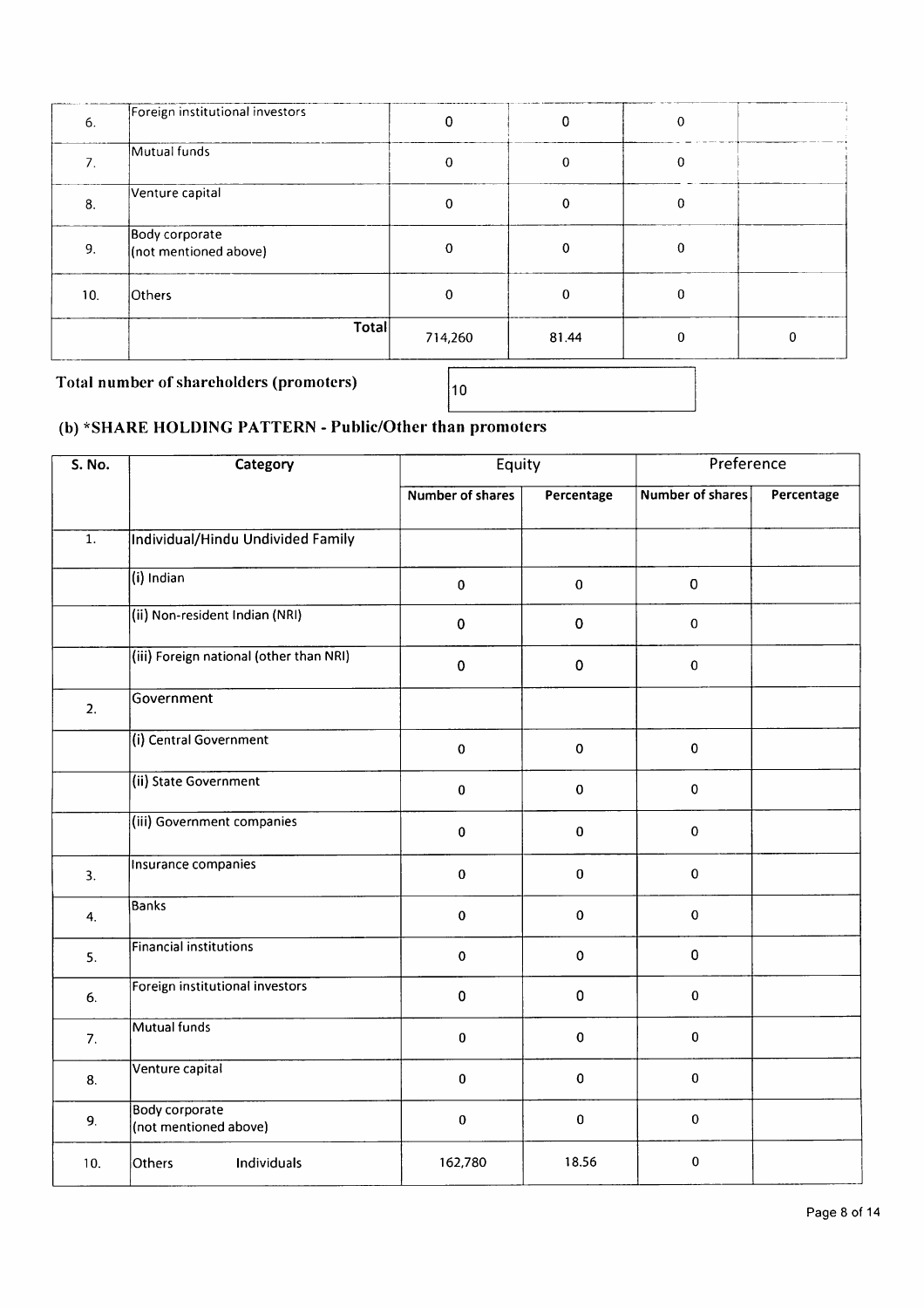| | | | | | |
|---|---|---|---|---|---|
| 6. | Foreign institutional investors | 0 | 0 | 0 | |
| 7. | Mutual funds | 0 | 0 | 0 | |
| 8. | Venture capital | 0 | 0 | 0 | |
| 9. | Body corporate (not mentioned above) | 0 | 0 | 0 | |
| 10. | Others | 0 | 0 | 0 | |
| | Total | 714,260 | 81.44 | 0 | 0 |

**Total number of shareholders (promoters)** 10

### (b) *SHARE HOLDING PATTERN - Public/Other than promoters

| S. No. | Category | Equity | | Preference | |
|---|---|---|---|---|---|
| | | Number of shares | Percentage | Number of shares | Percentage |
| 1. | Individual/Hindu Undivided Family | | | | |
| | (i) Indian | 0 | 0 | 0 | |
| | (ii) Non-resident Indian (NRI) | 0 | 0 | 0 | |
| | (iii) Foreign national (other than NRI) | 0 | 0 | 0 | |
| 2. | Government | | | | |
| | (i) Central Government | 0 | 0 | 0 | |
| | (ii) State Government | 0 | 0 | 0 | |
| | (iii) Government companies | 0 | 0 | 0 | |
| 3. | Insurance companies | 0 | 0 | 0 | |
| 4. | Banks | 0 | 0 | 0 | |
| 5. | Financial institutions | 0 | 0 | 0 | |
| 6. | Foreign institutional investors | 0 | 0 | 0 | |
| 7. | Mutual funds | 0 | 0 | 0 | |
| 8. | Venture capital | 0 | 0 | 0 | |
| 9. | Body corporate (not mentioned above) | 0 | 0 | 0 | |
| 10. | Others Individuals | 162,780 | 18.56 | 0 | |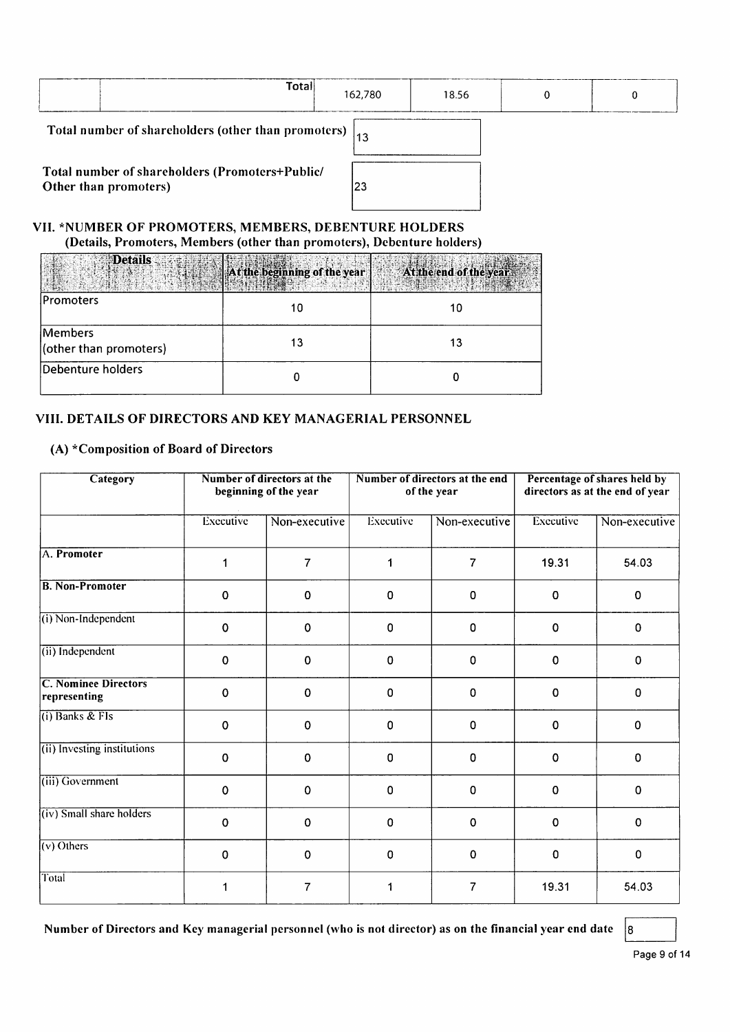| | Total | 162,780 | 18.56 | 0 | 0 |
|---|---|---|---|---|---|

Total number of shareholders (other than promoters) 13

Total number of shareholders (Promoters+Public/ Other than promoters) 23

## VII. *NUMBER OF PROMOTERS, MEMBERS, DEBENTURE HOLDERS

**(Details, Promoters, Members (other than promoters), Debenture holders)**

| Details | At the beginning of the year | At the end of the year |
|---|---|---|
| Promoters | 10 | 10 |
| Members (other than promoters) | 13 | 13 |
| Debenture holders | 0 | 0 |

## VIII. DETAILS OF DIRECTORS AND KEY MANAGERIAL PERSONNEL

### (A) *Composition of Board of Directors

| Category | Number of directors at the beginning of the year | | Number of directors at the end of the year | | Percentage of shares held by directors as at the end of year | |
|---|---|---|---|---|---|---|
| | Executive | Non-executive | Executive | Non-executive | Executive | Non-executive |
| A. **Promoter** | 1 | 7 | 1 | 7 | 19.31 | 54.03 |
| **B. Non-Promoter** | 0 | 0 | 0 | 0 | 0 | 0 |
| (i) Non-Independent | 0 | 0 | 0 | 0 | 0 | 0 |
| (ii) Independent | 0 | 0 | 0 | 0 | 0 | 0 |
| **C. Nominee Directors representing** | 0 | 0 | 0 | 0 | 0 | 0 |
| (i) Banks & FIs | 0 | 0 | 0 | 0 | 0 | 0 |
| (ii) Investing institutions | 0 | 0 | 0 | 0 | 0 | 0 |
| (iii) Government | 0 | 0 | 0 | 0 | 0 | 0 |
| (iv) Small share holders | 0 | 0 | 0 | 0 | 0 | 0 |
| (v) Others | 0 | 0 | 0 | 0 | 0 | 0 |
| Total | 1 | 7 | 1 | 7 | 19.31 | 54.03 |

Number of Directors and Key managerial personnel (who is not director) as on the financial year end date 8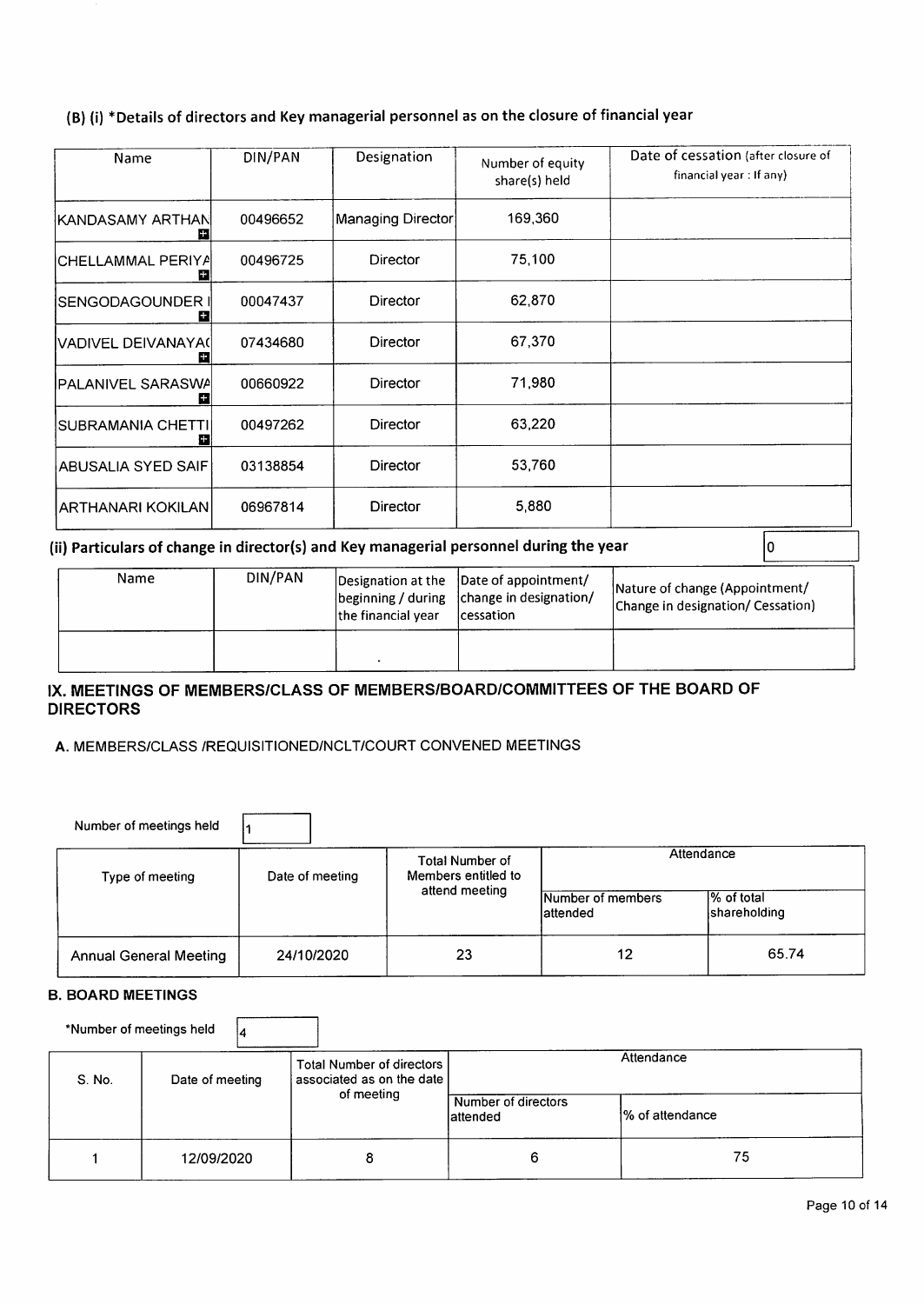### (B) (i) *Details of directors and Key managerial personnel as on the closure of financial year

| Name | DIN/PAN | Designation | Number of equity share(s) held | Date of cessation (after closure of financial year : If any) |
|---|---|---|---|---|
| KANDASAMY ARTHAN | 00496652 | Managing Director | 169,360 | |
| CHELLAMMAL PERIYA | 00496725 | Director | 75,100 | |
| SENGODAGOUNDER I | 00047437 | Director | 62,870 | |
| VADIVEL DEIVANAYA( | 07434680 | Director | 67,370 | |
| PALANIVEL SARASWA | 00660922 | Director | 71,980 | |
| SUBRAMANIA CHETTI | 00497262 | Director | 63,220 | |
| ABUSALIA SYED SAIF | 03138854 | Director | 53,760 | |
| ARTHANARI KOKILAN | 06967814 | Director | 5,880 | |

### (ii) Particulars of change in director(s) and Key managerial personnel during the year

0

| Name | DIN/PAN | Designation at the beginning / during the financial year | Date of appointment/ change in designation/ cessation | Nature of change (Appointment/ Change in designation/ Cessation) |
|---|---|---|---|---|
| | | | | |

## IX. MEETINGS OF MEMBERS/CLASS OF MEMBERS/BOARD/COMMITTEES OF THE BOARD OF DIRECTORS

**A.** MEMBERS/CLASS /REQUISITIONED/NCLT/COURT CONVENED MEETINGS

Number of meetings held: 1

| Type of meeting | Date of meeting | Total Number of Members entitled to attend meeting | Attendance | |
|---|---|---|---|---|
| | | | Number of members attended | % of total shareholding |
| Annual General Meeting | 24/10/2020 | 23 | 12 | 65.74 |

**B. BOARD MEETINGS**

*Number of meetings held: 4

| S. No. | Date of meeting | Total Number of directors associated as on the date of meeting | Attendance | |
|---|---|---|---|---|
| | | | Number of directors attended | % of attendance |
| 1 | 12/09/2020 | 8 | 6 | 75 |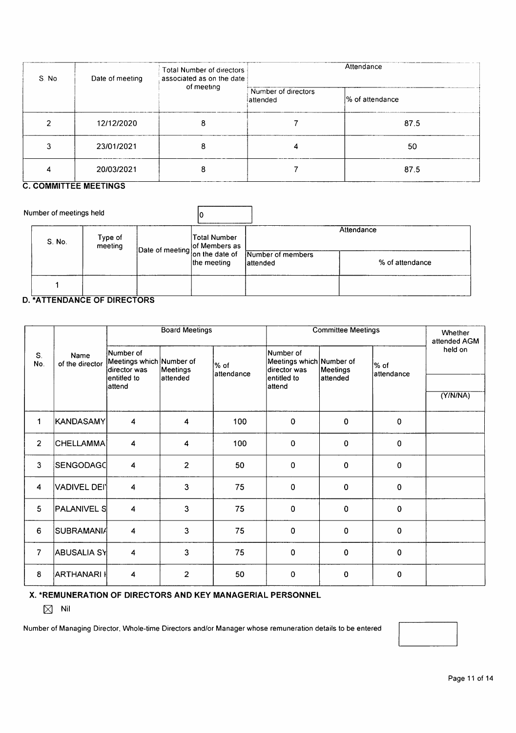| S. No | Date of meeting | Total Number of directors associated as on the date of meeting | Attendance | |
|---|---|---|---|---|
| | | | Number of directors attended | % of attendance |
| 2 | 12/12/2020 | 8 | 7 | 87.5 |
| 3 | 23/01/2021 | 8 | 4 | 50 |
| 4 | 20/03/2021 | 8 | 7 | 87.5 |

## C. COMMITTEE MEETINGS

Number of meetings held: 0

| S. No. | Type of meeting | Date of meeting | Total Number of Members as on the date of the meeting | Attendance | |
|---|---|---|---|---|---|
| | | | | Number of members attended | % of attendance |
| 1 | | | | | |

## D. *ATTENDANCE OF DIRECTORS

| S. No. | Name of the director | Board Meetings | | | Committee Meetings | | | Whether attended AGM held on |
|---|---|---|---|---|---|---|---|---|
| | | Number of Meetings which director was entitled to attend | Number of Meetings attended | % of attendance | Number of Meetings which director was entitled to attend | Number of Meetings attended | % of attendance | (Y/N/NA) |
| 1 | KANDASAMY | 4 | 4 | 100 | 0 | 0 | 0 | |
| 2 | CHELLAMMA | 4 | 4 | 100 | 0 | 0 | 0 | |
| 3 | SENGODAGC | 4 | 2 | 50 | 0 | 0 | 0 | |
| 4 | VADIVEL DEI | 4 | 3 | 75 | 0 | 0 | 0 | |
| 5 | PALANIVEL S | 4 | 3 | 75 | 0 | 0 | 0 | |
| 6 | SUBRAMANI/ | 4 | 3 | 75 | 0 | 0 | 0 | |
| 7 | ABUSALIA SY | 4 | 3 | 75 | 0 | 0 | 0 | |
| 8 | ARTHANARI I | 4 | 2 | 50 | 0 | 0 | 0 | |

## X. *REMUNERATION OF DIRECTORS AND KEY MANAGERIAL PERSONNEL

☒ Nil

Number of Managing Director, Whole-time Directors and/or Manager whose remuneration details to be entered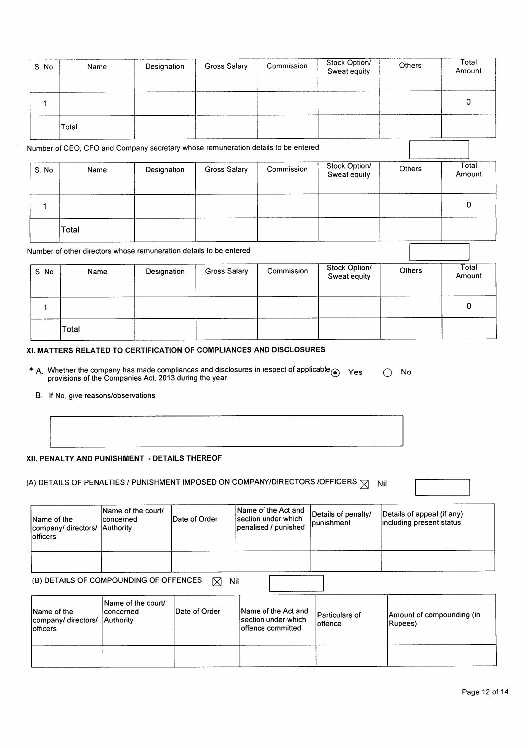| S. No. | Name | Designation | Gross Salary | Commission | Stock Option/ Sweat equity | Others | Total Amount |
|---|---|---|---|---|---|---|---|
| 1 | | | | | | | 0 |
| | Total | | | | | | |

Number of CEO, CFO and Company secretary whose remuneration details to be entered

| S. No. | Name | Designation | Gross Salary | Commission | Stock Option/ Sweat equity | Others | Total Amount |
|---|---|---|---|---|---|---|---|
| 1 | | | | | | | 0 |
| | Total | | | | | | |

Number of other directors whose remuneration details to be entered

| S. No. | Name | Designation | Gross Salary | Commission | Stock Option/ Sweat equity | Others | Total Amount |
|---|---|---|---|---|---|---|---|
| 1 | | | | | | | 0 |
| | Total | | | | | | |

### XI. MATTERS RELATED TO CERTIFICATION OF COMPLIANCES AND DISCLOSURES

* A. Whether the company has made compliances and disclosures in respect of applicable provisions of the Companies Act, 2013 during the year ◉ Yes ○ No

B. If No, give reasons/observations

### XII. PENALTY AND PUNISHMENT - DETAILS THEREOF

(A) DETAILS OF PENALTIES / PUNISHMENT IMPOSED ON COMPANY/DIRECTORS /OFFICERS ☒ Nil

| Name of the company/ directors/ officers | Name of the court/ concerned Authority | Date of Order | Name of the Act and section under which penalised / punished | Details of penalty/ punishment | Details of appeal (if any) including present status |
|---|---|---|---|---|---|
| | | | | | |

(B) DETAILS OF COMPOUNDING OF OFFENCES ☒ Nil

| Name of the company/ directors/ officers | Name of the court/ concerned Authority | Date of Order | Name of the Act and section under which offence committed | Particulars of offence | Amount of compounding (in Rupees) |
|---|---|---|---|---|---|
| | | | | | |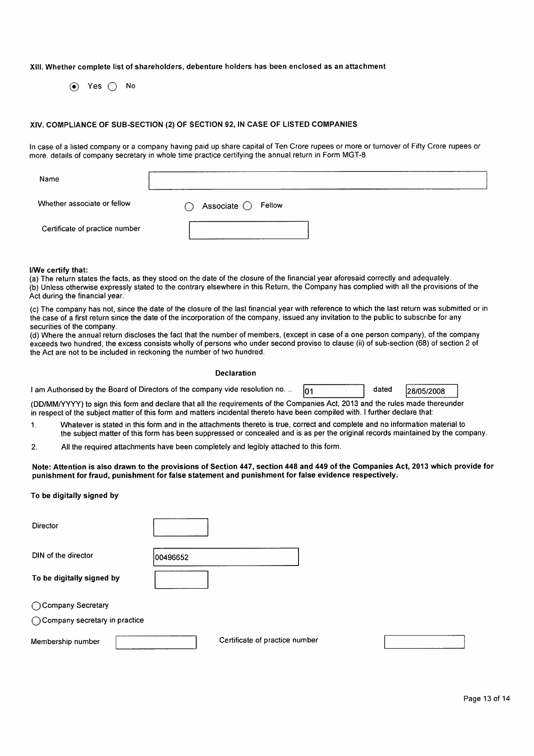**XIII. Whether complete list of shareholders, debenture holders has been enclosed as an attachment**

(●) Yes ( ) No

**XIV. COMPLIANCE OF SUB-SECTION (2) OF SECTION 92, IN CASE OF LISTED COMPANIES**

In case of a listed company or a company having paid up share capital of Ten Crore rupees or more or turnover of Fifty Crore rupees or more, details of company secretary in whole time practice certifying the annual return in Form MGT-8.

| | |
|---|---|
| Name | |
| Whether associate or fellow | ( ) Associate ( ) Fellow |
| Certificate of practice number | |

**I/We certify that:**

(a) The return states the facts, as they stood on the date of the closure of the financial year aforesaid correctly and adequately.

(b) Unless otherwise expressly stated to the contrary elsewhere in this Return, the Company has complied with all the provisions of the Act during the financial year.

(c) The company has not, since the date of the closure of the last financial year with reference to which the last return was submitted or in the case of a first return since the date of the incorporation of the company, issued any invitation to the public to subscribe for any securities of the company.

(d) Where the annual return discloses the fact that the number of members, (except in case of a one person company), of the company exceeds two hundred, the excess consists wholly of persons who under second proviso to clause (ii) of sub-section (68) of section 2 of the Act are not to be included in reckoning the number of two hundred.

**Declaration**

I am Authorised by the Board of Directors of the company vide resolution no. .. 01 dated 28/05/2008 (DD/MM/YYYY) to sign this form and declare that all the requirements of the Companies Act, 2013 and the rules made thereunder in respect of the subject matter of this form and matters incidental thereto have been compiled with. I further declare that:

1. Whatever is stated in this form and in the attachments thereto is true, correct and complete and no information material to the subject matter of this form has been suppressed or concealed and is as per the original records maintained by the company.
2. All the required attachments have been completely and legibly attached to this form.

**Note: Attention is also drawn to the provisions of Section 447, section 448 and 449 of the Companies Act, 2013 which provide for punishment for fraud, punishment for false statement and punishment for false evidence respectively.**

**To be digitally signed by**

| | |
|---|---|
| Director | |
| DIN of the director | 00496652 |

**To be digitally signed by**

( ) Company Secretary

( ) Company secretary in practice

Membership number | | Certificate of practice number | |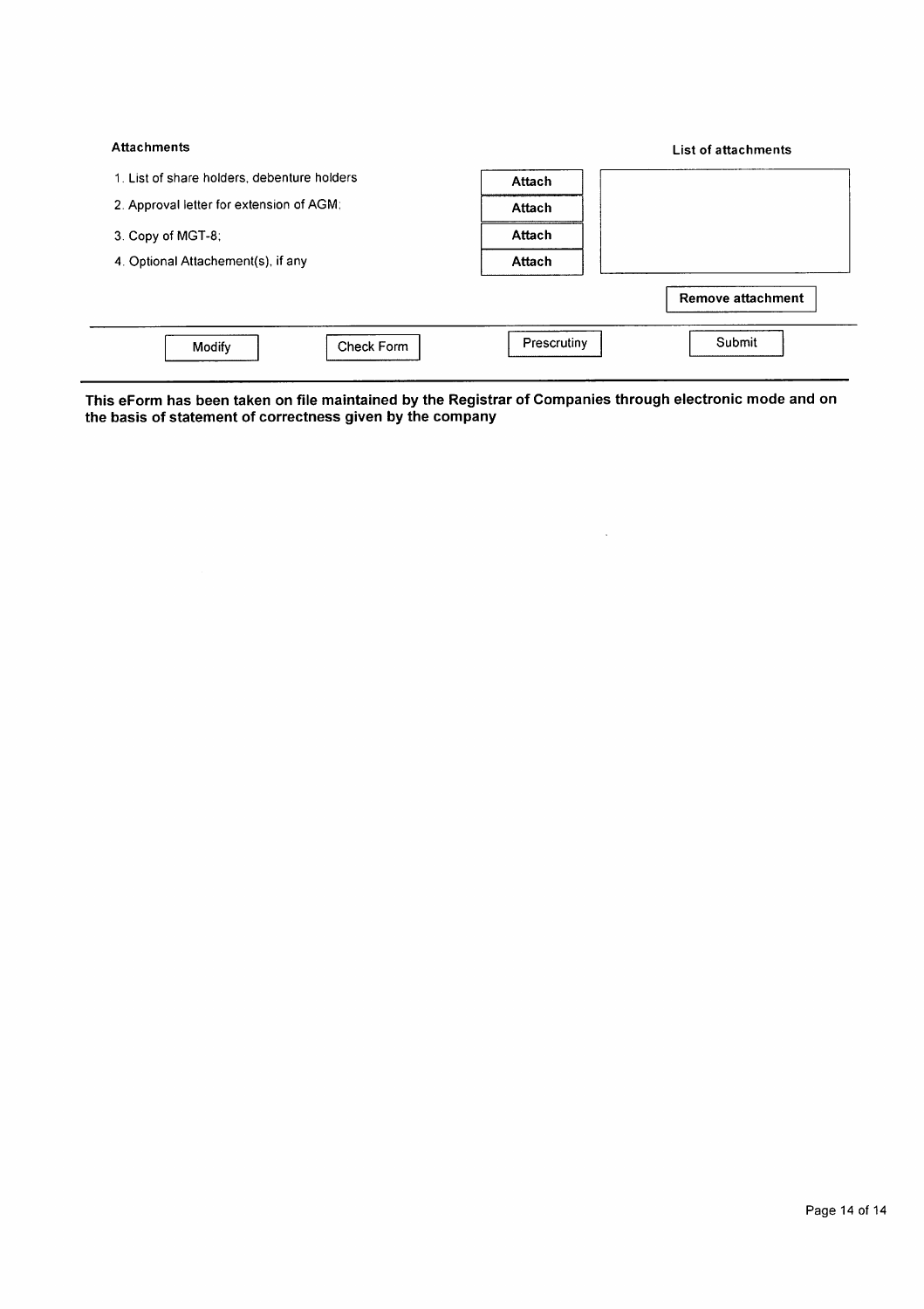**Attachments**

**List of attachments**

1. List of share holders, debenture holders — Attach
2. Approval letter for extension of AGM; — Attach
3. Copy of MGT-8; — Attach
4. Optional Attachement(s), if any — Attach

Remove attachment

Modify | Check Form | Prescrutiny | Submit

**This eForm has been taken on file maintained by the Registrar of Companies through electronic mode and on the basis of statement of correctness given by the company**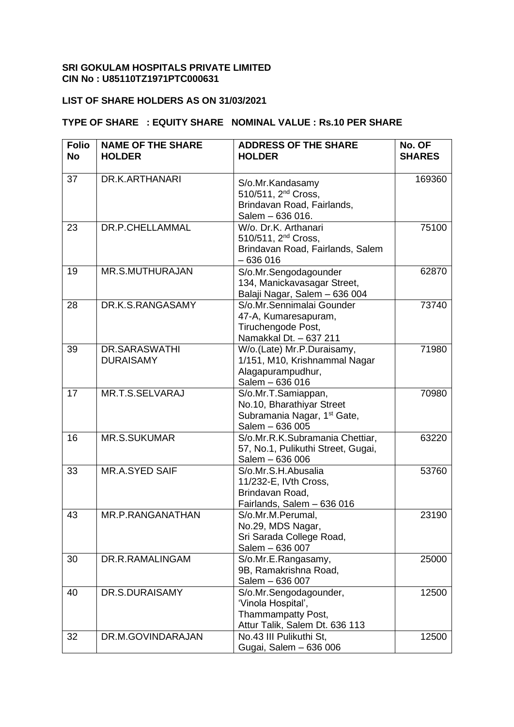**SRI GOKULAM HOSPITALS PRIVATE LIMITED**
**CIN No : U85110TZ1971PTC000631**

**LIST OF SHARE HOLDERS AS ON 31/03/2021**

**TYPE OF SHARE : EQUITY SHARE NOMINAL VALUE : Rs.10 PER SHARE**

| Folio No | NAME OF THE SHARE HOLDER | ADDRESS OF THE SHARE HOLDER | No. OF SHARES |
|---|---|---|---|
| 37 | DR.K.ARTHANARI | S/o.Mr.Kandasamy 510/511, 2nd Cross, Brindavan Road, Fairlands, Salem – 636 016. | 169360 |
| 23 | DR.P.CHELLAMMAL | W/o. Dr.K. Arthanari 510/511, 2nd Cross, Brindavan Road, Fairlands, Salem – 636 016 | 75100 |
| 19 | MR.S.MUTHURAJAN | S/o.Mr.Sengodagounder 134, Manickavasagar Street, Balaji Nagar, Salem – 636 004 | 62870 |
| 28 | DR.K.S.RANGASAMY | S/o.Mr.Sennimalai Gounder 47-A, Kumaresapuram, Tiruchengode Post, Namakkal Dt. – 637 211 | 73740 |
| 39 | DR.SARASWATHI DURAISAMY | W/o.(Late) Mr.P.Duraisamy, 1/151, M10, Krishnammal Nagar Alagapurampudhur, Salem – 636 016 | 71980 |
| 17 | MR.T.S.SELVARAJ | S/o.Mr.T.Samiappan, No.10, Bharathiyar Street Subramania Nagar, 1st Gate, Salem – 636 005 | 70980 |
| 16 | MR.S.SUKUMAR | S/o.Mr.R.K.Subramania Chettiar, 57, No.1, Pulikuthi Street, Gugai, Salem – 636 006 | 63220 |
| 33 | MR.A.SYED SAIF | S/o.Mr.S.H.Abusalia 11/232-E, IVth Cross, Brindavan Road, Fairlands, Salem – 636 016 | 53760 |
| 43 | MR.P.RANGANATHAN | S/o.Mr.M.Perumal, No.29, MDS Nagar, Sri Sarada College Road, Salem – 636 007 | 23190 |
| 30 | DR.R.RAMALINGAM | S/o.Mr.E.Rangasamy, 9B, Ramakrishna Road, Salem – 636 007 | 25000 |
| 40 | DR.S.DURAISAMY | S/o.Mr.Sengodagounder, 'Vinola Hospital', Thammampatty Post, Attur Talik, Salem Dt. 636 113 | 12500 |
| 32 | DR.M.GOVINDARAJAN | No.43 III Pulikuthi St, Gugai, Salem – 636 006 | 12500 |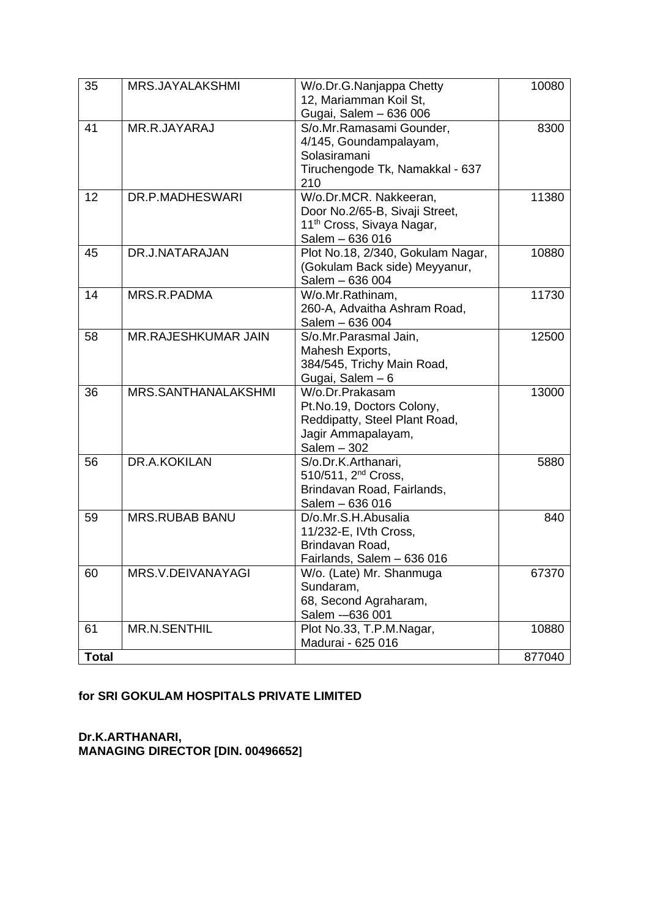| | | | |
|---|---|---|---|
| 35 | MRS.JAYALAKSHMI | W/o.Dr.G.Nanjappa Chetty 12, Mariamman Koil St, Gugai, Salem – 636 006 | 10080 |
| 41 | MR.R.JAYARAJ | S/o.Mr.Ramasami Gounder, 4/145, Goundampalayam, Solasiramani Tiruchengode Tk, Namakkal - 637 210 | 8300 |
| 12 | DR.P.MADHESWARI | W/o.Dr.MCR. Nakkeeran, Door No.2/65-B, Sivaji Street, 11th Cross, Sivaya Nagar, Salem – 636 016 | 11380 |
| 45 | DR.J.NATARAJAN | Plot No.18, 2/340, Gokulam Nagar, (Gokulam Back side) Meyyanur, Salem – 636 004 | 10880 |
| 14 | MRS.R.PADMA | W/o.Mr.Rathinam, 260-A, Advaitha Ashram Road, Salem – 636 004 | 11730 |
| 58 | MR.RAJESHKUMAR JAIN | S/o.Mr.Parasmal Jain, Mahesh Exports, 384/545, Trichy Main Road, Gugai, Salem – 6 | 12500 |
| 36 | MRS.SANTHANALAKSHMI | W/o.Dr.Prakasam Pt.No.19, Doctors Colony, Reddipatty, Steel Plant Road, Jagir Ammapalayam, Salem – 302 | 13000 |
| 56 | DR.A.KOKILAN | S/o.Dr.K.Arthanari, 510/511, 2nd Cross, Brindavan Road, Fairlands, Salem – 636 016 | 5880 |
| 59 | MRS.RUBAB BANU | D/o.Mr.S.H.Abusalia 11/232-E, IVth Cross, Brindavan Road, Fairlands, Salem – 636 016 | 840 |
| 60 | MRS.V.DEIVANAYAGI | W/o. (Late) Mr. Shanmuga Sundaram, 68, Second Agraharam, Salem -–636 001 | 67370 |
| 61 | MR.N.SENTHIL | Plot No.33, T.P.M.Nagar, Madurai - 625 016 | 10880 |
| **Total** | | | 877040 |

**for SRI GOKULAM HOSPITALS PRIVATE LIMITED**

**Dr.K.ARTHANARI,**
**MANAGING DIRECTOR [DIN. 00496652]**